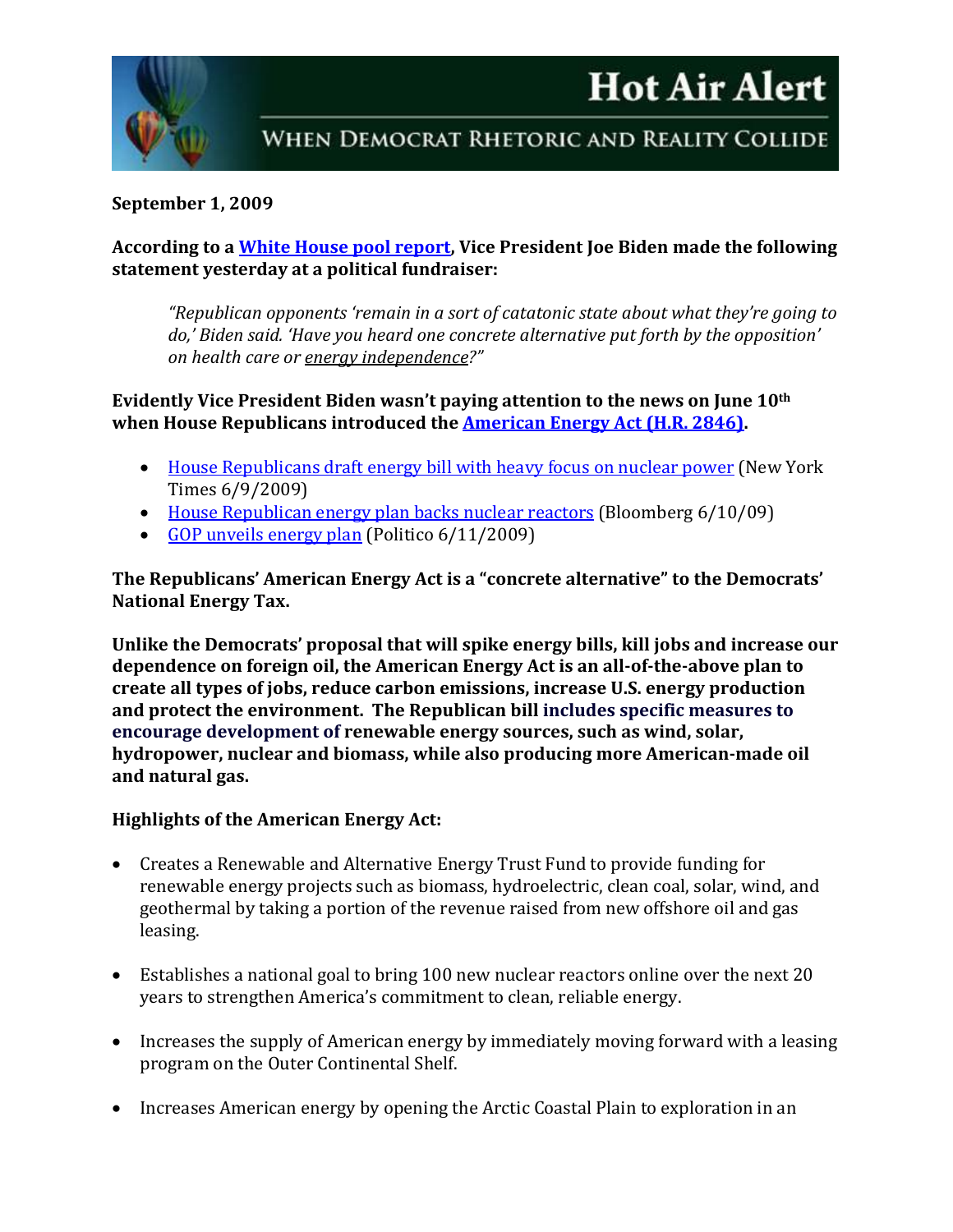# Hot Air Alert

## When Democrat Rhetoric and Reality Collide

**September 1, 2009**

**According to a White House pool report, Vice President Joe Biden made the following statement yesterday at a political fundraiser:**

> *"Republican opponents 'remain in a sort of catatonic state about what they're going to do,' Biden said. 'Have you heard one concrete alternative put forth by the opposition' on health care or energy independence?"*

**Evidently Vice President Biden wasn't paying attention to the news on June 10th when House Republicans introduced the American Energy Act (H.R. 2846).**

- House Republicans draft energy bill with heavy focus on nuclear power (New York Times 6/9/2009)
- House Republican energy plan backs nuclear reactors (Bloomberg 6/10/09)
- GOP unveils energy plan (Politico 6/11/2009)

**The Republicans' American Energy Act is a "concrete alternative" to the Democrats' National Energy Tax.**

**Unlike the Democrats' proposal that will spike energy bills, kill jobs and increase our dependence on foreign oil, the American Energy Act is an all-of-the-above plan to create all types of jobs, reduce carbon emissions, increase U.S. energy production and protect the environment. The Republican bill includes specific measures to encourage development of renewable energy sources, such as wind, solar, hydropower, nuclear and biomass, while also producing more American-made oil and natural gas.**

**Highlights of the American Energy Act:**

- Creates a Renewable and Alternative Energy Trust Fund to provide funding for renewable energy projects such as biomass, hydroelectric, clean coal, solar, wind, and geothermal by taking a portion of the revenue raised from new offshore oil and gas leasing.

- Establishes a national goal to bring 100 new nuclear reactors online over the next 20 years to strengthen America's commitment to clean, reliable energy.

- Increases the supply of American energy by immediately moving forward with a leasing program on the Outer Continental Shelf.

- Increases American energy by opening the Arctic Coastal Plain to exploration in an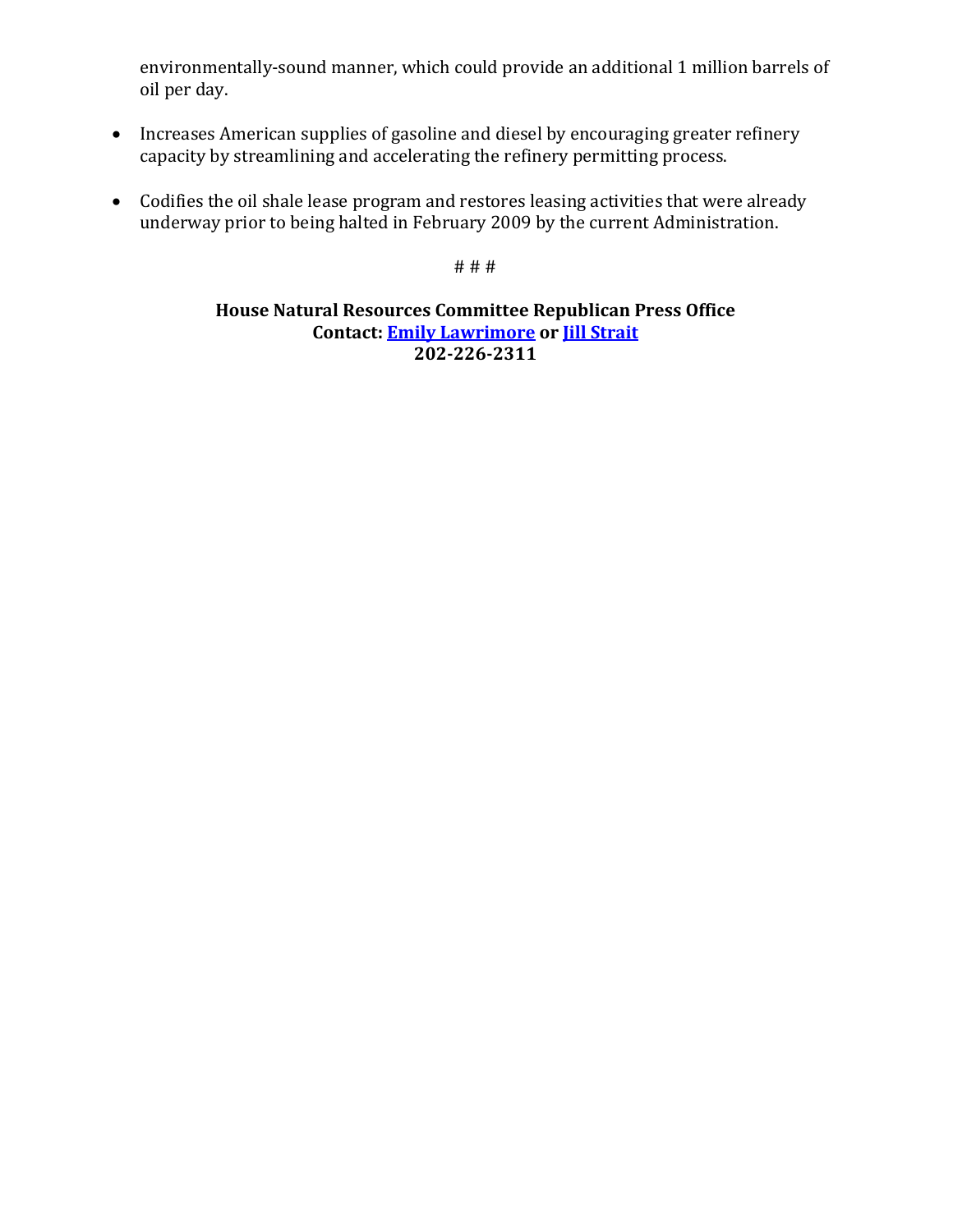environmentally-sound manner, which could provide an additional 1 million barrels of oil per day.

- Increases American supplies of gasoline and diesel by encouraging greater refinery capacity by streamlining and accelerating the refinery permitting process.
- Codifies the oil shale lease program and restores leasing activities that were already underway prior to being halted in February 2009 by the current Administration.

# # #

**House Natural Resources Committee Republican Press Office**
**Contact: Emily Lawrimore or Jill Strait**
**202-226-2311**